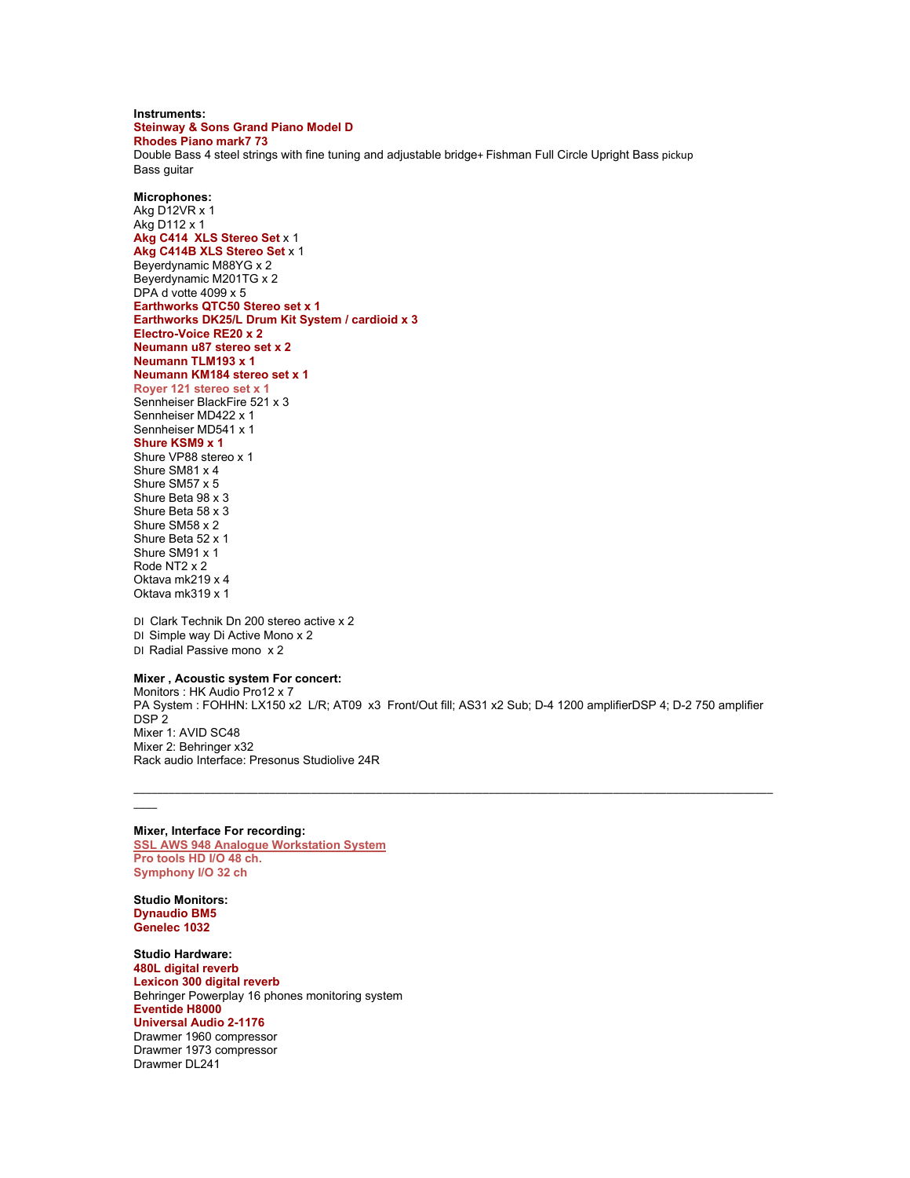**Instruments:**

**Steinway & Sons Grand Piano Model D**
**Rhodes Piano mark7 73**
Double Bass 4 steel strings with fine tuning and adjustable bridge+ Fishman Full Circle Upright Bass pickup
Bass guitar

**Microphones:**

Akg D12VR x 1
Akg D112 x 1
**Akg C414 XLS Stereo Set** x 1
**Akg C414B XLS Stereo Set** x 1
Beyerdynamic M88YG x 2
Beyerdynamic M201TG x 2
DPA d votte 4099 x 5
**Earthworks QTC50 Stereo set x 1**
**Earthworks DK25/L Drum Kit System / cardioid x 3**
**Electro-Voice RE20 x 2**
**Neumann u87 stereo set x 2**
**Neumann TLM193 x 1**
**Neumann KM184 stereo set x 1**
**Royer 121 stereo set x 1**
Sennheiser BlackFire 521 x 3
Sennheiser MD422 x 1
Sennheiser MD541 x 1
**Shure KSM9 x 1**
Shure VP88 stereo x 1
Shure SM81 x 4
Shure SM57 x 5
Shure Beta 98 x 3
Shure Beta 58 x 3
Shure SM58 x 2
Shure Beta 52 x 1
Shure SM91 x 1
Rode NT2 x 2
Oktava mk219 x 4
Oktava mk319 x 1

DI Clark Technik Dn 200 stereo active x 2
DI Simple way Di Active Mono x 2
DI Radial Passive mono x 2

**Mixer , Acoustic system For concert:**

Monitors : HK Audio Pro12 x 7
PA System : FOHHN: LX150 x2 L/R; AT09 x3 Front/Out fill; AS31 x2 Sub; D-4 1200 amplifierDSP 4; D-2 750 amplifier DSP 2
Mixer 1: AVID SC48
Mixer 2: Behringer x32
Rack audio Interface: Presonus Studiolive 24R

---

**Mixer, Interface For recording:**

**SSL AWS 948 Analogue Workstation System**
**Pro tools HD I/O 48 ch.**
**Symphony I/O 32 ch**

**Studio Monitors:**

**Dynaudio BM5**
**Genelec 1032**

**Studio Hardware:**

**480L digital reverb**
**Lexicon 300 digital reverb**
Behringer Powerplay 16 phones monitoring system
**Eventide H8000**
**Universal Audio 2-1176**
Drawmer 1960 compressor
Drawmer 1973 compressor
Drawmer DL241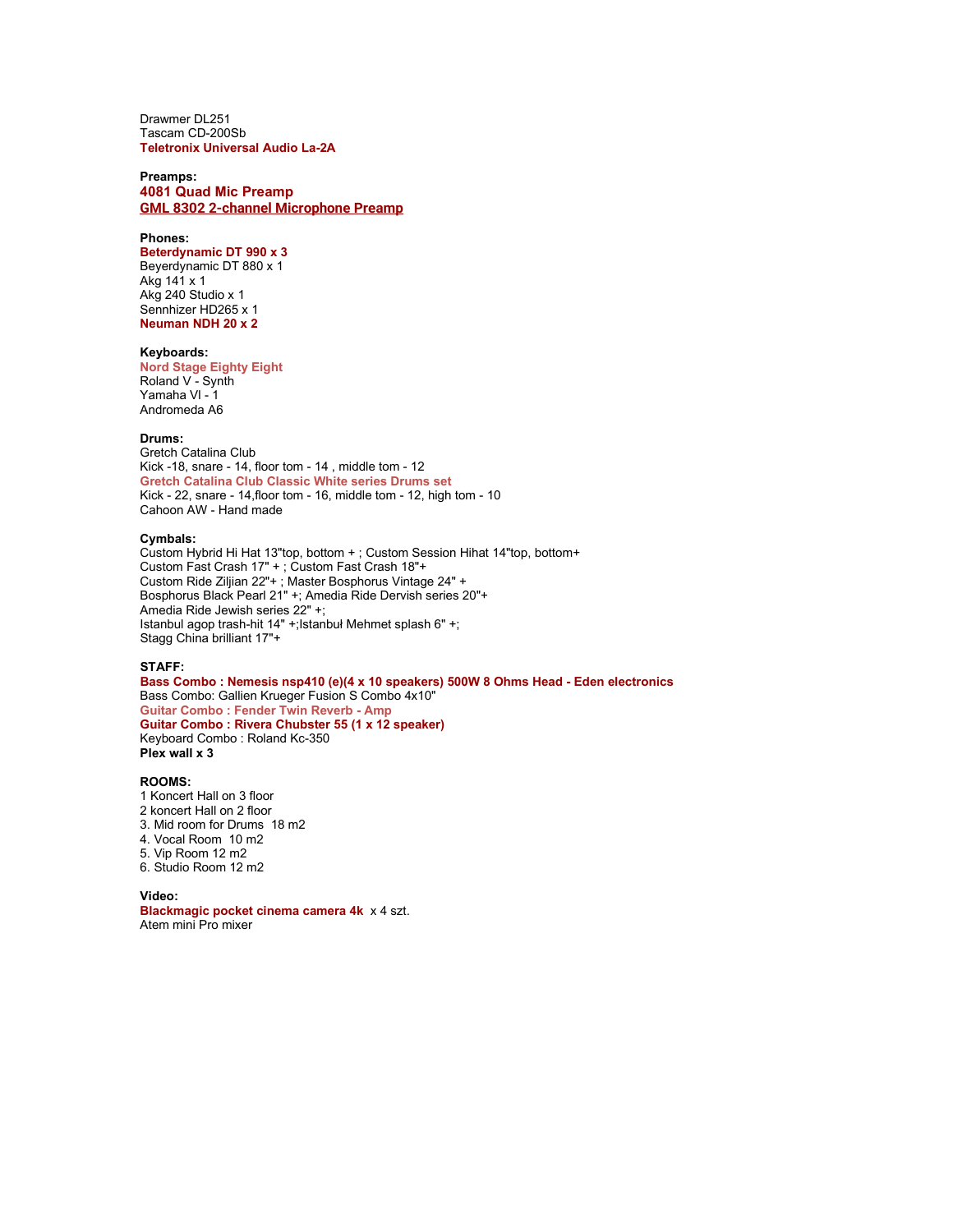Drawmer DL251
Tascam CD-200Sb
**Teletronix Universal Audio La-2A**

**Preamps:**
**4081 Quad Mic Preamp**
**GML 8302 2-channel Microphone Preamp**

**Phones:**
**Beterdynamic DT 990 x 3**
Beyerdynamic DT 880 x 1
Akg 141 x 1
Akg 240 Studio x 1
Sennhizer HD265 x 1
**Neuman NDH 20 x 2**

**Keyboards:**
**Nord Stage Eighty Eight**
Roland V - Synth
Yamaha Vl - 1
Andromeda A6

**Drums:**
Gretch Catalina Club
Kick -18, snare - 14, floor tom - 14 , middle tom - 12
**Gretch Catalina Club Classic White series Drums set**
Kick - 22, snare - 14,floor tom - 16, middle tom - 12, high tom - 10
Cahoon AW - Hand made

**Cymbals:**
Custom Hybrid Hi Hat 13"top, bottom + ; Custom Session Hihat 14"top, bottom+
Custom Fast Crash 17" + ; Custom Fast Crash 18"+
Custom Ride Ziljian 22"+ ; Master Bosphorus Vintage 24" +
Bosphorus Black Pearl 21" +; Amedia Ride Dervish series 20"+
Amedia Ride Jewish series 22" +;
Istanbul agop trash-hit 14" +;Istanbuł Mehmet splash 6" +;
Stagg China brilliant 17"+

**STAFF:**
**Bass Combo : Nemesis nsp410 (e)(4 x 10 speakers) 500W 8 Ohms Head - Eden electronics**
Bass Combo: Gallien Krueger Fusion S Combo 4x10"
**Guitar Combo : Fender Twin Reverb - Amp**
**Guitar Combo : Rivera Chubster 55 (1 x 12 speaker)**
Keyboard Combo : Roland Kc-350
**Plex wall x 3**

**ROOMS:**
1 Koncert Hall on 3 floor
2 koncert Hall on 2 floor
3. Mid room for Drums 18 m2
4. Vocal Room 10 m2
5. Vip Room 12 m2
6. Studio Room 12 m2

**Video:**
**Blackmagic pocket cinema camera 4k** x 4 szt.
Atem mini Pro mixer